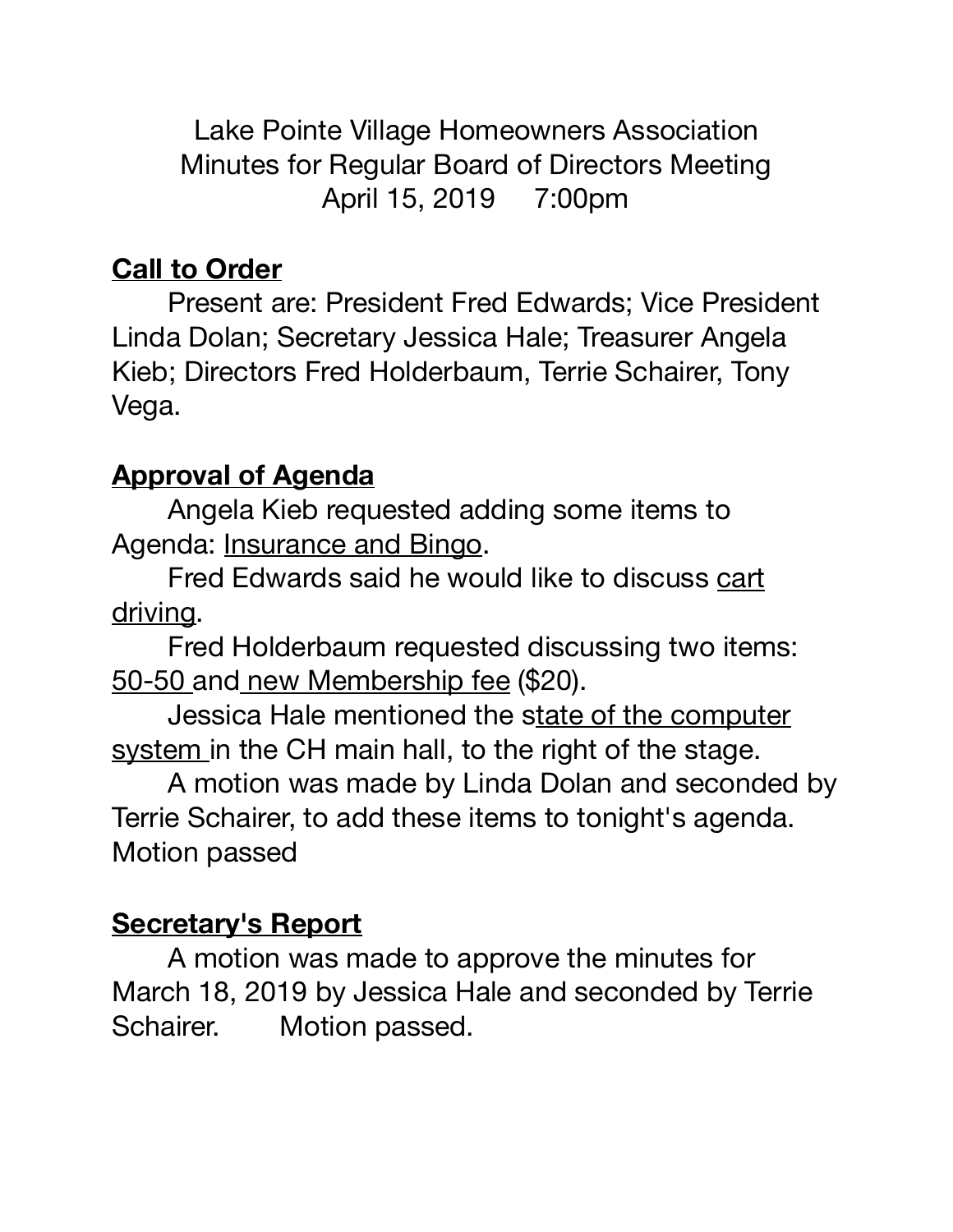Lake Pointe Village Homeowners Association
Minutes for Regular Board of Directors Meeting
April 15, 2019     7:00pm

## Call to Order

Present are: President Fred Edwards; Vice President Linda Dolan; Secretary Jessica Hale; Treasurer Angela Kieb; Directors Fred Holderbaum, Terrie Schairer, Tony Vega.

## Approval of Agenda

Angela Kieb requested adding some items to Agenda: Insurance and Bingo.

Fred Edwards said he would like to discuss cart driving.

Fred Holderbaum requested discussing two items: 50-50 and new Membership fee ($20).

Jessica Hale mentioned the state of the computer system in the CH main hall, to the right of the stage.

A motion was made by Linda Dolan and seconded by Terrie Schairer, to add these items to tonight's agenda. Motion passed

## Secretary's Report

A motion was made to approve the minutes for March 18, 2019 by Jessica Hale and seconded by Terrie Schairer.     Motion passed.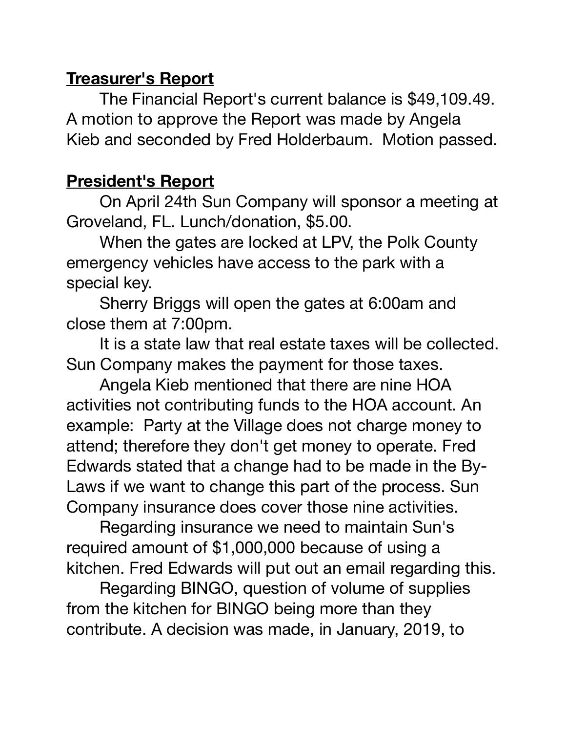**Treasurer's Report**

The Financial Report's current balance is $49,109.49. A motion to approve the Report was made by Angela Kieb and seconded by Fred Holderbaum. Motion passed.

**President's Report**

On April 24th Sun Company will sponsor a meeting at Groveland, FL. Lunch/donation, $5.00.

When the gates are locked at LPV, the Polk County emergency vehicles have access to the park with a special key.

Sherry Briggs will open the gates at 6:00am and close them at 7:00pm.

It is a state law that real estate taxes will be collected. Sun Company makes the payment for those taxes.

Angela Kieb mentioned that there are nine HOA activities not contributing funds to the HOA account. An example: Party at the Village does not charge money to attend; therefore they don't get money to operate. Fred Edwards stated that a change had to be made in the By-Laws if we want to change this part of the process. Sun Company insurance does cover those nine activities.

Regarding insurance we need to maintain Sun's required amount of $1,000,000 because of using a kitchen. Fred Edwards will put out an email regarding this.

Regarding BINGO, question of volume of supplies from the kitchen for BINGO being more than they contribute. A decision was made, in January, 2019, to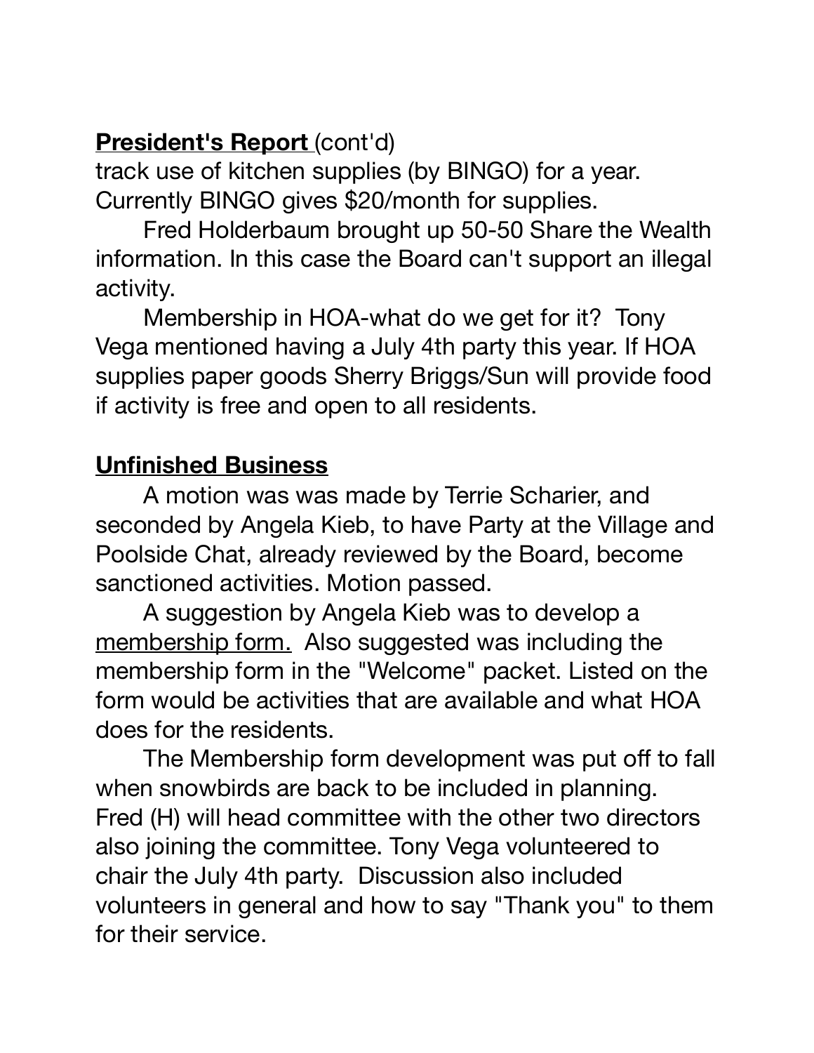**<u>President's Report</u>** (cont'd)
track use of kitchen supplies (by BINGO) for a year. Currently BINGO gives $20/month for supplies.

Fred Holderbaum brought up 50-50 Share the Wealth information. In this case the Board can't support an illegal activity.

Membership in HOA-what do we get for it? Tony Vega mentioned having a July 4th party this year. If HOA supplies paper goods Sherry Briggs/Sun will provide food if activity is free and open to all residents.

**<u>Unfinished Business</u>**

A motion was was made by Terrie Scharier, and seconded by Angela Kieb, to have Party at the Village and Poolside Chat, already reviewed by the Board, become sanctioned activities. Motion passed.

A suggestion by Angela Kieb was to develop a <u>membership form.</u> Also suggested was including the membership form in the "Welcome" packet. Listed on the form would be activities that are available and what HOA does for the residents.

The Membership form development was put off to fall when snowbirds are back to be included in planning. Fred (H) will head committee with the other two directors also joining the committee. Tony Vega volunteered to chair the July 4th party. Discussion also included volunteers in general and how to say "Thank you" to them for their service.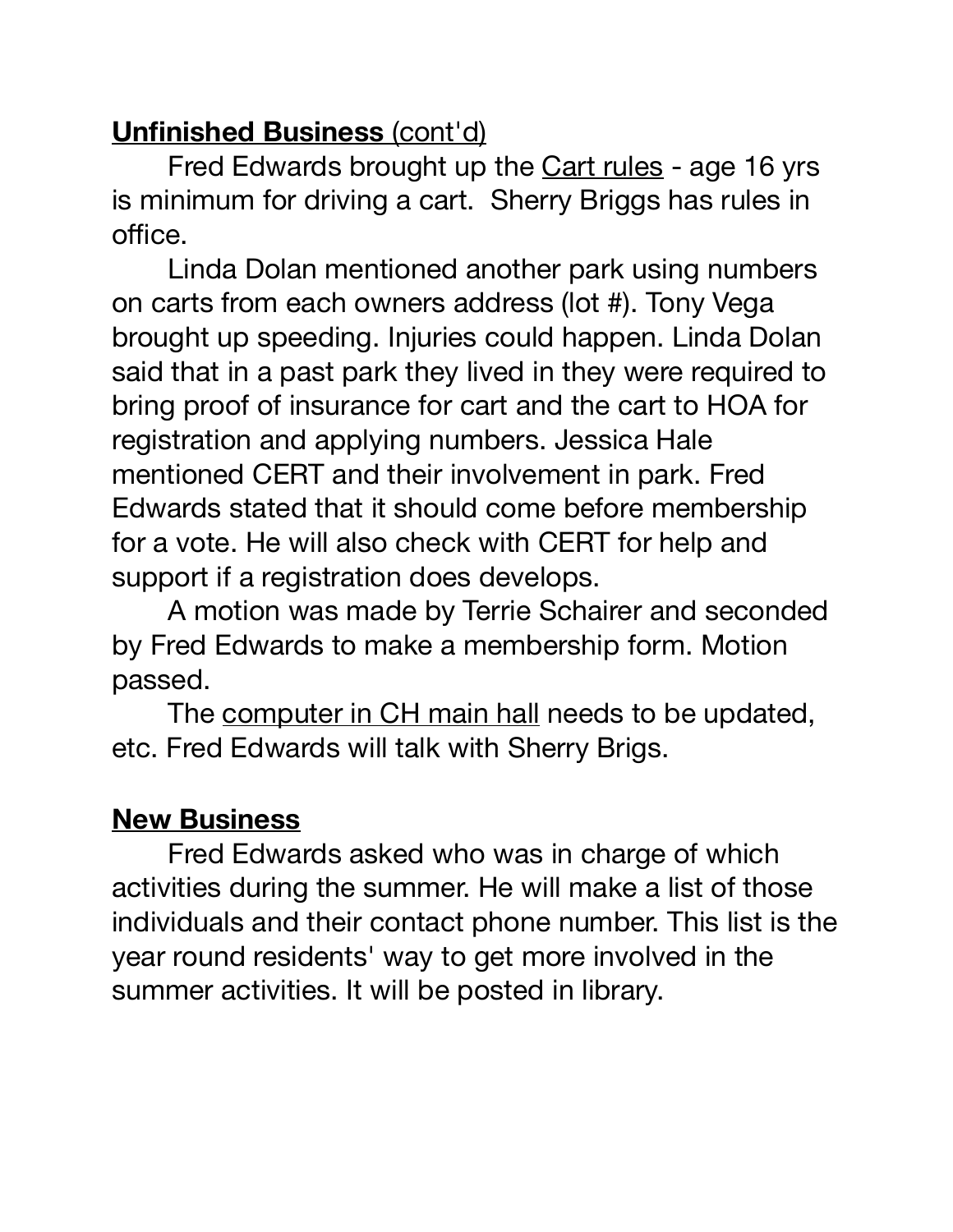**<u>Unfinished Business</u>** <u>(cont'd)</u>

Fred Edwards brought up the <u>Cart rules</u> - age 16 yrs is minimum for driving a cart. Sherry Briggs has rules in office.

Linda Dolan mentioned another park using numbers on carts from each owners address (lot #). Tony Vega brought up speeding. Injuries could happen. Linda Dolan said that in a past park they lived in they were required to bring proof of insurance for cart and the cart to HOA for registration and applying numbers. Jessica Hale mentioned CERT and their involvement in park. Fred Edwards stated that it should come before membership for a vote. He will also check with CERT for help and support if a registration does develops.

A motion was made by Terrie Schairer and seconded by Fred Edwards to make a membership form. Motion passed.

The <u>computer in CH main hall</u> needs to be updated, etc. Fred Edwards will talk with Sherry Brigs.

**<u>New Business</u>**

Fred Edwards asked who was in charge of which activities during the summer. He will make a list of those individuals and their contact phone number. This list is the year round residents' way to get more involved in the summer activities. It will be posted in library.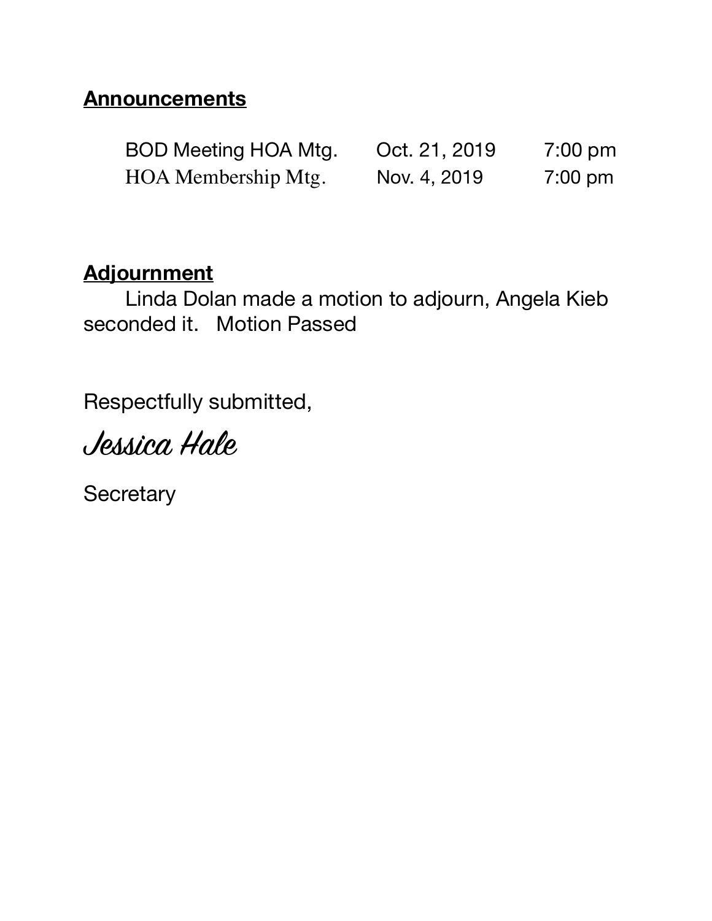**Announcements**

| | | |
|---|---|---|
| BOD Meeting HOA Mtg. | Oct. 21, 2019 | 7:00 pm |
| HOA Membership Mtg. | Nov. 4, 2019 | 7:00 pm |

**Adjournment**

Linda Dolan made a motion to adjourn, Angela Kieb seconded it. Motion Passed

Respectfully submitted,

*Jessica Hale*

Secretary